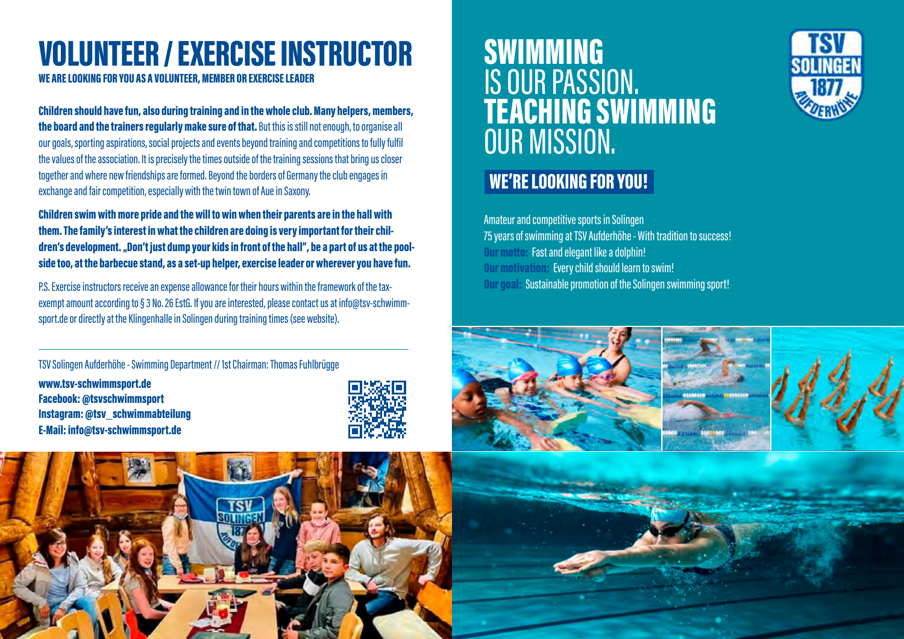# VOLUNTEER / EXERCISE INSTRUCTOR

**WE ARE LOOKING FOR YOU AS A VOLUNTEER, MEMBER OR EXERCISE LEADER**

**Children should have fun, also during training and in the whole club. Many helpers, members, the board and the trainers regularly make sure of that.** But this is still not enough, to organise all our goals, sporting aspirations, social projects and events beyond training and competitions to fully fulfil the values of the association. It is precisely the times outside of the training sessions that bring us closer together and where new friendships are formed. Beyond the borders of Germany the club engages in exchange and fair competition, especially with the twin town of Aue in Saxony.

**Children swim with more pride and the will to win when their parents are in the hall with them. The family's interest in what the children are doing is very important for their children's development. „Don't just dump your kids in front of the hall", be a part of us at the poolside too, at the barbecue stand, as a set-up helper, exercise leader or wherever you have fun.**

P.S. Exercise instructors receive an expense allowance for their hours within the framework of the tax-exempt amount according to § 3 No. 26 EstG. If you are interested, please contact us at info@tsv-schwimmsport.de or directly at the Klingenhalle in Solingen during training times (see website).

---

TSV Solingen Aufderhöhe - Swimming Department // 1st Chairman: Thomas Fuhlbrügge

**www.tsv-schwimmsport.de**
**Facebook: @tsvschwimmsport**
**Instagram: @tsv_schwimmabteilung**
**E-Mail: info@tsv-schwimmsport.de**

# SWIMMING IS OUR PASSION. TEACHING SWIMMING OUR MISSION.

TSV SOLINGEN 1877 AUFDERHÖHE

## WE'RE LOOKING FOR YOU!

Amateur and competitive sports in Solingen
75 years of swimming at TSV Aufderhöhe - With tradition to success!
**Our motto:** Fast and elegant like a dolphin!
**Our motivation:** Every child should learn to swim!
**Our goal:** Sustainable promotion of the Solingen swimming sport!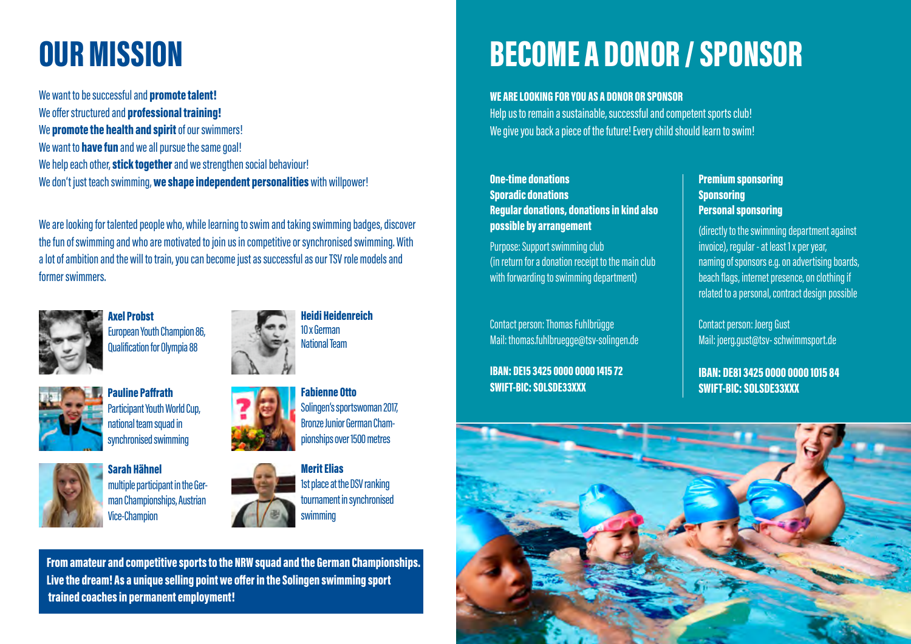# OUR MISSION

We want to be successful and **promote talent!**
We offer structured and **professional training!**
We **promote the health and spirit** of our swimmers!
We want to **have fun** and we all pursue the same goal!
We help each other, **stick together** and we strengthen social behaviour!
We don't just teach swimming, **we shape independent personalities** with willpower!

We are looking for talented people who, while learning to swim and taking swimming badges, discover the fun of swimming and who are motivated to join us in competitive or synchronised swimming. With a lot of ambition and the will to train, you can become just as successful as our TSV role models and former swimmers.

**Axel Probst**
European Youth Champion 86, Qualification for Olympia 88

**Heidi Heidenreich**
10 x German National Team

**Pauline Paffrath**
Participant Youth World Cup, national team squad in synchronised swimming

**Fabienne Otto**
Solingen's sportswoman 2017, Bronze Junior German Championships over 1500 metres

**Sarah Hähnel**
multiple participant in the German Championships, Austrian Vice-Champion

**Merit Elias**
1st place at the DSV ranking tournament in synchronised swimming

**From amateur and competitive sports to the NRW squad and the German Championships. Live the dream! As a unique selling point we offer in the Solingen swimming sport trained coaches in permanent employment!**

# BECOME A DONOR / SPONSOR

**WE ARE LOOKING FOR YOU AS A DONOR OR SPONSOR**
Help us to remain a sustainable, successful and competent sports club!
We give you back a piece of the future! Every child should learn to swim!

**One-time donations**
**Sporadic donations**
**Regular donations, donations in kind also possible by arrangement**

Purpose: Support swimming club
(in return for a donation receipt to the main club with forwarding to swimming department)

Contact person: Thomas Fuhlbrügge
Mail: thomas.fuhlbruegge@tsv-solingen.de

**IBAN: DE15 3425 0000 0000 1415 72**
**SWIFT-BIC: SOLSDE33XXX**

**Premium sponsoring**
**Sponsoring**
**Personal sponsoring**

(directly to the swimming department against invoice), regular - at least 1 x per year, naming of sponsors e.g. on advertising boards, beach flags, internet presence, on clothing if related to a personal, contract design possible

Contact person: Joerg Gust
Mail: joerg.gust@tsv- schwimmsport.de

**IBAN: DE81 3425 0000 0000 1015 84**
**SWIFT-BIC: SOLSDE33XXX**